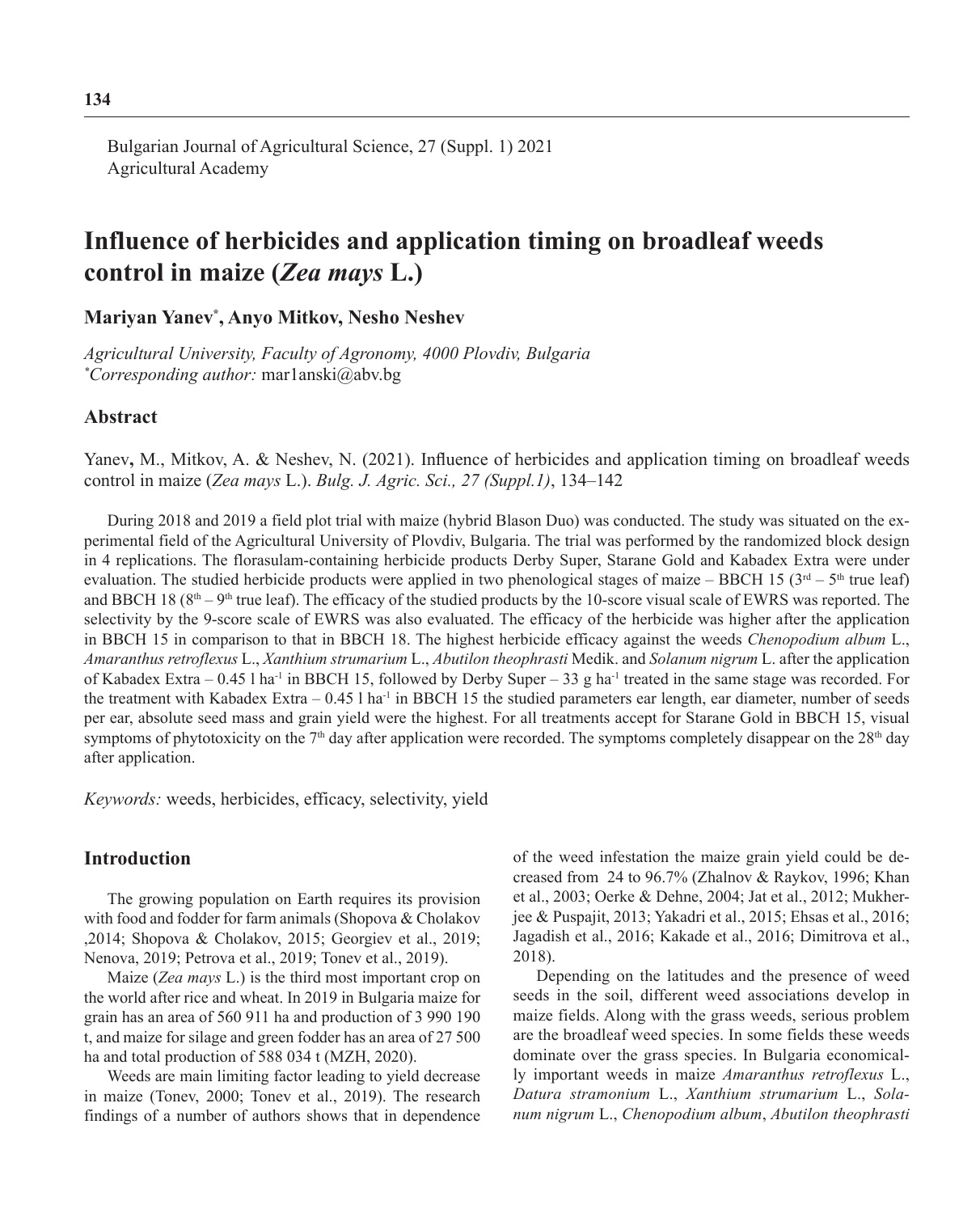Bulgarian Journal of Agricultural Science, 27 (Suppl. 1) 2021
Agricultural Academy

# Influence of herbicides and application timing on broadleaf weeds control in maize (*Zea mays* L.)

**Mariyan Yanev[*], Anyo Mitkov, Nesho Neshev**

*Agricultural University, Faculty of Agronomy, 4000 Plovdiv, Bulgaria*
*[*]Corresponding author:* mar1anski@abv.bg

## Abstract

Yanev**,** M., Mitkov, A. & Neshev, N. (2021). Influence of herbicides and application timing on broadleaf weeds control in maize (*Zea mays* L.). *Bulg. J. Agric. Sci., 27 (Suppl.1)*, 134–142

During 2018 and 2019 a field plot trial with maize (hybrid Blason Duo) was conducted. The study was situated on the experimental field of the Agricultural University of Plovdiv, Bulgaria. The trial was performed by the randomized block design in 4 replications. The florasulam-containing herbicide products Derby Super, Starane Gold and Kabadex Extra were under evaluation. The studied herbicide products were applied in two phenological stages of maize – BBCH 15 ($3^{rd}$ – $5^{th}$ true leaf) and BBCH 18 ($8^{th}$ – $9^{th}$ true leaf). The efficacy of the studied products by the 10-score visual scale of EWRS was reported. The selectivity by the 9-score scale of EWRS was also evaluated. The efficacy of the herbicide was higher after the application in BBCH 15 in comparison to that in BBCH 18. The highest herbicide efficacy against the weeds *Chenopodium album* L., *Amaranthus retroflexus* L., *Xanthium strumarium* L., *Abutilon theophrasti* Medik. and *Solanum nigrum* L. after the application of Kabadex Extra – 0.45 l $ha^{-1}$ in BBCH 15, followed by Derby Super – 33 g $ha^{-1}$ treated in the same stage was recorded. For the treatment with Kabadex Extra – 0.45 l $ha^{-1}$ in BBCH 15 the studied parameters ear length, ear diameter, number of seeds per ear, absolute seed mass and grain yield were the highest. For all treatments accept for Starane Gold in BBCH 15, visual symptoms of phytotoxicity on the $7^{th}$ day after application were recorded. The symptoms completely disappear on the $28^{th}$ day after application.

*Keywords:* weeds, herbicides, efficacy, selectivity, yield

## Introduction

The growing population on Earth requires its provision with food and fodder for farm animals (Shopova & Cholakov ,2014; Shopova & Cholakov, 2015; Georgiev et al., 2019; Nenova, 2019; Petrova et al., 2019; Tonev et al., 2019).

Maize (*Zea mays* L.) is the third most important crop on the world after rice and wheat. In 2019 in Bulgaria maize for grain has an area of 560 911 ha and production of 3 990 190 t, and maize for silage and green fodder has an area of 27 500 ha and total production of 588 034 t (MZH, 2020).

Weeds are main limiting factor leading to yield decrease in maize (Tonev, 2000; Tonev et al., 2019). The research findings of a number of authors shows that in dependence of the weed infestation the maize grain yield could be decreased from 24 to 96.7% (Zhalnov & Raykov, 1996; Khan et al., 2003; Oerke & Dehne, 2004; Jat et al., 2012; Mukherjee & Puspajit, 2013; Yakadri et al., 2015; Ehsas et al., 2016; Jagadish et al., 2016; Kakade et al., 2016; Dimitrova et al., 2018).

Depending on the latitudes and the presence of weed seeds in the soil, different weed associations develop in maize fields. Along with the grass weeds, serious problem are the broadleaf weed species. In some fields these weeds dominate over the grass species. In Bulgaria economically important weeds in maize *Amaranthus retroflexus* L., *Datura stramonium* L., *Xanthium strumarium* L., *Solanum nigrum* L., *Chenopodium album*, *Abutilon theophrasti*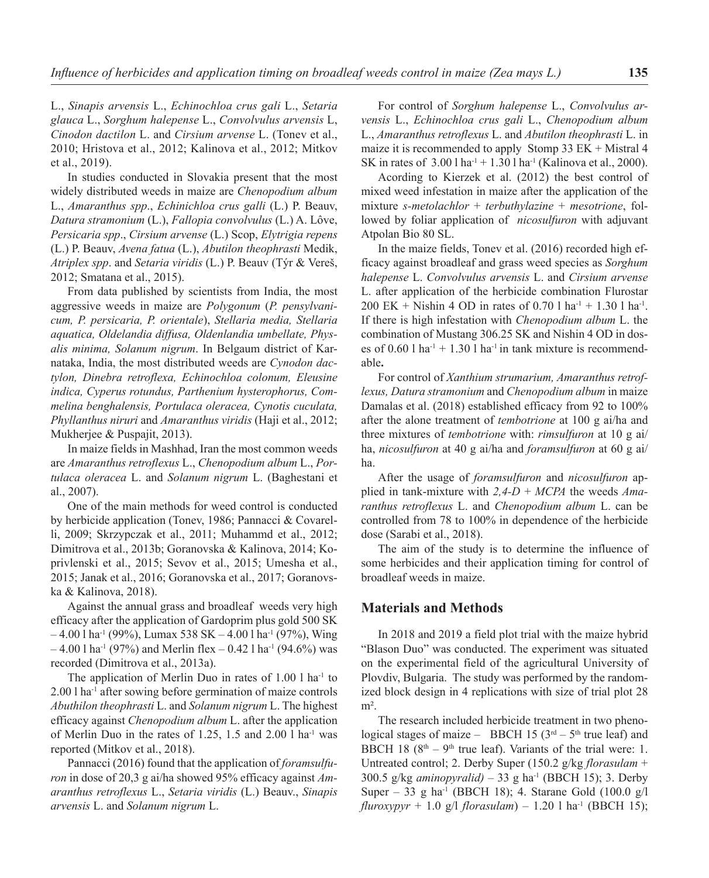L., *Sinapis arvensis* L., *Echinochloa crus gali* L., *Setaria glauca* L., *Sorghum halepense* L., *Convolvulus arvensis* L, *Cinodon dactilon* L. and *Cirsium arvense* L. (Tonev et al., 2010; Hristova et al., 2012; Kalinova et al., 2012; Mitkov et al., 2019).

In studies conducted in Slovakia present that the most widely distributed weeds in maize are *Chenopodium album* L., *Amaranthus spp*., *Echinichloa crus galli* (L.) P. Beauv, *Datura stramonium* (L.), *Fallopia convolvulus* (L.) A. Lôve, *Persicaria spp*., *Cirsium arvense* (L.) Scop, *Elytrigia repens* (L.) P. Beauv, *Avena fatua* (L.), *Abutilon theophrasti* Medik, *Atriplex spp*. and *Setaria viridis* (L.) P. Beauv (Týr & Vereš, 2012; Smatana et al., 2015).

From data published by scientists from India, the most aggressive weeds in maize are *Polygonum* (*P. pensylvanicum, P. persicaria, P. orientale*), *Stellaria media, Stellaria aquatica, Oldelandia diffusa, Oldenlandia umbellate, Physalis minima, Solanum nigrum*. In Belgaum district of Karnataka, India, the most distributed weeds are *Cynodon dactylon, Dinebra retroflexa, Echinochloa colonum, Eleusine indica, Cyperus rotundus, Parthenium hysterophorus, Commelina benghalensis, Portulaca oleracea, Cynotis cuculata, Phyllanthus niruri* and *Amaranthus viridis* (Haji et al., 2012; Mukherjee & Puspajit, 2013).

In maize fields in Mashhad, Iran the most common weeds are *Amaranthus retroflexus* L., *Chenopodium album* L., *Portulaca oleracea* L. and *Solanum nigrum* L. (Baghestani et al., 2007).

One of the main methods for weed control is conducted by herbicide application (Tonev, 1986; Pannacci & Covarelli, 2009; Skrzypczak et al., 2011; Muhammd et al., 2012; Dimitrova et al., 2013b; Goranovska & Kalinova, 2014; Koprivlenski et al., 2015; Sevov et al., 2015; Umesha et al., 2015; Janak et al., 2016; Goranovska et al., 2017; Goranovska & Kalinova, 2018).

Against the annual grass and broadleaf weeds very high efficacy after the application of Gardoprim plus gold 500 SK – 4.00 l ha$^{-1}$ (99%), Lumax 538 SK – 4.00 l ha$^{-1}$ (97%), Wing – 4.00 l ha$^{-1}$ (97%) and Merlin flex – 0.42 l ha$^{-1}$ (94.6%) was recorded (Dimitrova et al., 2013a).

The application of Merlin Duo in rates of 1.00 l ha$^{-1}$ to 2.00 l ha$^{-1}$ after sowing before germination of maize controls *Abuthilon theophrasti* L. and *Solanum nigrum* L. The highest efficacy against *Chenopodium album* L. after the application of Merlin Duo in the rates of 1.25, 1.5 and 2.00 l ha$^{-1}$ was reported (Mitkov et al., 2018).

Pannacci (2016) found that the application of *foramsulfuron* in dose of 20,3 g ai/ha showed 95% efficacy against *Amaranthus retroflexus* L., *Setaria viridis* (L.) Beauv., *Sinapis arvensis* L. and *Solanum nigrum* L.

For control of *Sorghum halepense* L., *Convolvulus arvensis* L., *Echinochloa crus gali* L., *Chenopodium album* L., *Amaranthus retroflexus* L. and *Abutilon theophrasti* L. in maize it is recommended to apply Stomp 33 EK + Mistral 4 SK in rates of 3.00 l ha$^{-1}$ + 1.30 l ha$^{-1}$ (Kalinova et al., 2000).

Acording to Kierzek et al. (2012) the best control of mixed weed infestation in maize after the application of the mixture *s-metolachlor* + *terbuthylazine* + *mesotrione*, followed by foliar application of *nicosulfuron* with adjuvant Atpolan Bio 80 SL.

In the maize fields, Tonev et al. (2016) recorded high efficacy against broadleaf and grass weed species as *Sorghum halepense* L. *Convolvulus arvensis* L. and *Cirsium arvense* L. after application of the herbicide combination Flurostar 200 EK + Nishin 4 OD in rates of 0.70 l ha$^{-1}$ + 1.30 l ha$^{-1}$. If there is high infestation with *Chenopodium album* L. the combination of Mustang 306.25 SK and Nishin 4 OD in doses of 0.60 l ha$^{-1}$ + 1.30 l ha$^{-1}$ in tank mixture is recommendable**.**

For control of *Xanthium strumarium, Amaranthus retroflexus, Datura stramonium* and *Chenopodium album* in maize Damalas et al. (2018) established efficacy from 92 to 100% after the alone treatment of *tembotrione* at 100 g ai/ha and three mixtures of *tembotrione* with: *rimsulfuron* at 10 g ai/ha, *nicosulfuron* at 40 g ai/ha and *foramsulfuron* at 60 g ai/ha.

After the usage of *foramsulfuron* and *nicosulfuron* applied in tank-mixture with *2,4-D + MCPA* the weeds *Amaranthus retroflexus* L. and *Chenopodium album* L. can be controlled from 78 to 100% in dependence of the herbicide dose (Sarabi et al., 2018).

The aim of the study is to determine the influence of some herbicides and their application timing for control of broadleaf weeds in maize.

## Materials and Methods

In 2018 and 2019 a field plot trial with the maize hybrid "Blason Duo" was conducted. The experiment was situated on the experimental field of the agricultural University of Plovdiv, Bulgaria. The study was performed by the randomized block design in 4 replications with size of trial plot 28 m².

The research included herbicide treatment in two phenological stages of maize – BBCH 15 (3$^{rd}$ – 5$^{th}$ true leaf) and BBCH 18 (8$^{th}$ – 9$^{th}$ true leaf). Variants of the trial were: 1. Untreated control; 2. Derby Super (150.2 g/kg *florasulam* + 300.5 g/kg *aminopyralid)* – 33 g ha$^{-1}$ (BBCH 15); 3. Derby Super – 33 g ha$^{-1}$ (BBCH 18); 4. Starane Gold (100.0 g/l *fluroxypyr* + 1.0 g/l *florasulam*) – 1.20 l ha$^{-1}$ (BBCH 15);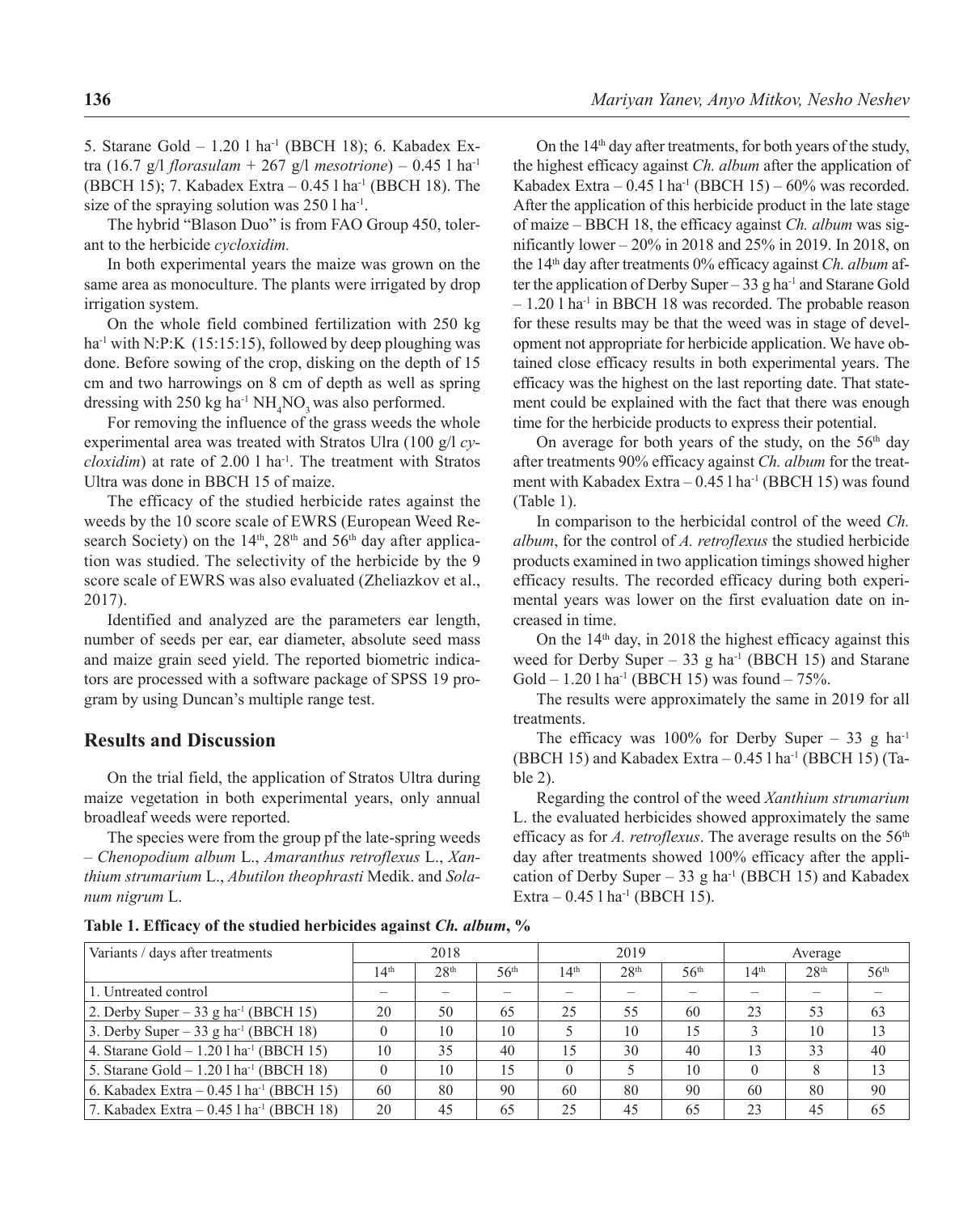5. Starane Gold – 1.20 l ha$^{-1}$ (BBCH 18); 6. Kabadex Extra (16.7 g/l *florasulam* + 267 g/l *mesotrione*) – 0.45 l ha$^{-1}$ (BBCH 15); 7. Kabadex Extra – 0.45 l ha$^{-1}$ (BBCH 18). The size of the spraying solution was 250 l ha$^{-1}$.

The hybrid "Blason Duo" is from FAO Group 450, tolerant to the herbicide *cycloxidim.*

In both experimental years the maize was grown on the same area as monoculture. The plants were irrigated by drop irrigation system.

On the whole field combined fertilization with 250 kg ha$^{-1}$ with N:P:K (15:15:15), followed by deep ploughing was done. Before sowing of the crop, disking on the depth of 15 cm and two harrowings on 8 cm of depth as well as spring dressing with 250 kg ha$^{-1}$ $NH_4NO_3$ was also performed.

For removing the influence of the grass weeds the whole experimental area was treated with Stratos Ulra (100 g/l *cycloxidim*) at rate of 2.00 l ha$^{-1}$. The treatment with Stratos Ultra was done in BBCH 15 of maize.

The efficacy of the studied herbicide rates against the weeds by the 10 score scale of EWRS (European Weed Research Society) on the 14$^{th}$, 28$^{th}$ and 56$^{th}$ day after application was studied. The selectivity of the herbicide by the 9 score scale of EWRS was also evaluated (Zheliazkov et al., 2017).

Identified and analyzed are the parameters ear length, number of seeds per ear, ear diameter, absolute seed mass and maize grain seed yield. The reported biometric indicators are processed with a software package of SPSS 19 program by using Duncan's multiple range test.

## Results and Discussion

On the trial field, the application of Stratos Ultra during maize vegetation in both experimental years, only annual broadleaf weeds were reported.

The species were from the group pf the late-spring weeds – *Chenopodium album* L., *Amaranthus retroflexus* L., *Xanthium strumarium* L., *Abutilon theophrasti* Medik. and *Solanum nigrum* L.

On the 14$^{th}$ day after treatments, for both years of the study, the highest efficacy against *Ch. album* after the application of Kabadex Extra – 0.45 l ha$^{-1}$ (BBCH 15) – 60% was recorded. After the application of this herbicide product in the late stage of maize – BBCH 18, the efficacy against *Ch. album* was significantly lower – 20% in 2018 and 25% in 2019. In 2018, on the 14$^{th}$ day after treatments 0% efficacy against *Ch. album* after the application of Derby Super – 33 g ha$^{-1}$ and Starane Gold – 1.20 l ha$^{-1}$ in BBCH 18 was recorded. The probable reason for these results may be that the weed was in stage of development not appropriate for herbicide application. We have obtained close efficacy results in both experimental years. The efficacy was the highest on the last reporting date. That statement could be explained with the fact that there was enough time for the herbicide products to express their potential.

On average for both years of the study, on the 56$^{th}$ day after treatments 90% efficacy against *Ch. album* for the treatment with Kabadex Extra – 0.45 l ha$^{-1}$ (BBCH 15) was found (Table 1).

In comparison to the herbicidal control of the weed *Ch. album*, for the control of *A. retroflexus* the studied herbicide products examined in two application timings showed higher efficacy results. The recorded efficacy during both experimental years was lower on the first evaluation date on increased in time.

On the 14$^{th}$ day, in 2018 the highest efficacy against this weed for Derby Super – 33 g ha$^{-1}$ (BBCH 15) and Starane Gold – 1.20 l ha$^{-1}$ (BBCH 15) was found – 75%.

The results were approximately the same in 2019 for all treatments.

The efficacy was 100% for Derby Super – 33 g ha$^{-1}$ (BBCH 15) and Kabadex Extra – 0.45 l ha$^{-1}$ (BBCH 15) (Table 2).

Regarding the control of the weed *Xanthium strumarium* L. the evaluated herbicides showed approximately the same efficacy as for *A. retroflexus*. The average results on the 56$^{th}$ day after treatments showed 100% efficacy after the application of Derby Super – 33 g ha$^{-1}$ (BBCH 15) and Kabadex Extra – 0.45 l ha$^{-1}$ (BBCH 15).

**Table 1. Efficacy of the studied herbicides against *Ch. album*, %**

| Variants / days after treatments | 2018 | | | 2019 | | | Average | | |
|---|---|---|---|---|---|---|---|---|---|
| | 14$^{th}$ | 28$^{th}$ | 56$^{th}$ | 14$^{th}$ | 28$^{th}$ | 56$^{th}$ | 14$^{th}$ | 28$^{th}$ | 56$^{th}$ |
| 1. Untreated control | – | – | – | – | – | – | – | – | – |
| 2. Derby Super – 33 g ha$^{-1}$ (BBCH 15) | 20 | 50 | 65 | 25 | 55 | 60 | 23 | 53 | 63 |
| 3. Derby Super – 33 g ha$^{-1}$ (BBCH 18) | 0 | 10 | 10 | 5 | 10 | 15 | 3 | 10 | 13 |
| 4. Starane Gold – 1.20 l ha$^{-1}$ (BBCH 15) | 10 | 35 | 40 | 15 | 30 | 40 | 13 | 33 | 40 |
| 5. Starane Gold – 1.20 l ha$^{-1}$ (BBCH 18) | 0 | 10 | 15 | 0 | 5 | 10 | 0 | 8 | 13 |
| 6. Kabadex Extra – 0.45 l ha$^{-1}$ (BBCH 15) | 60 | 80 | 90 | 60 | 80 | 90 | 60 | 80 | 90 |
| 7. Kabadex Extra – 0.45 l ha$^{-1}$ (BBCH 18) | 20 | 45 | 65 | 25 | 45 | 65 | 23 | 45 | 65 |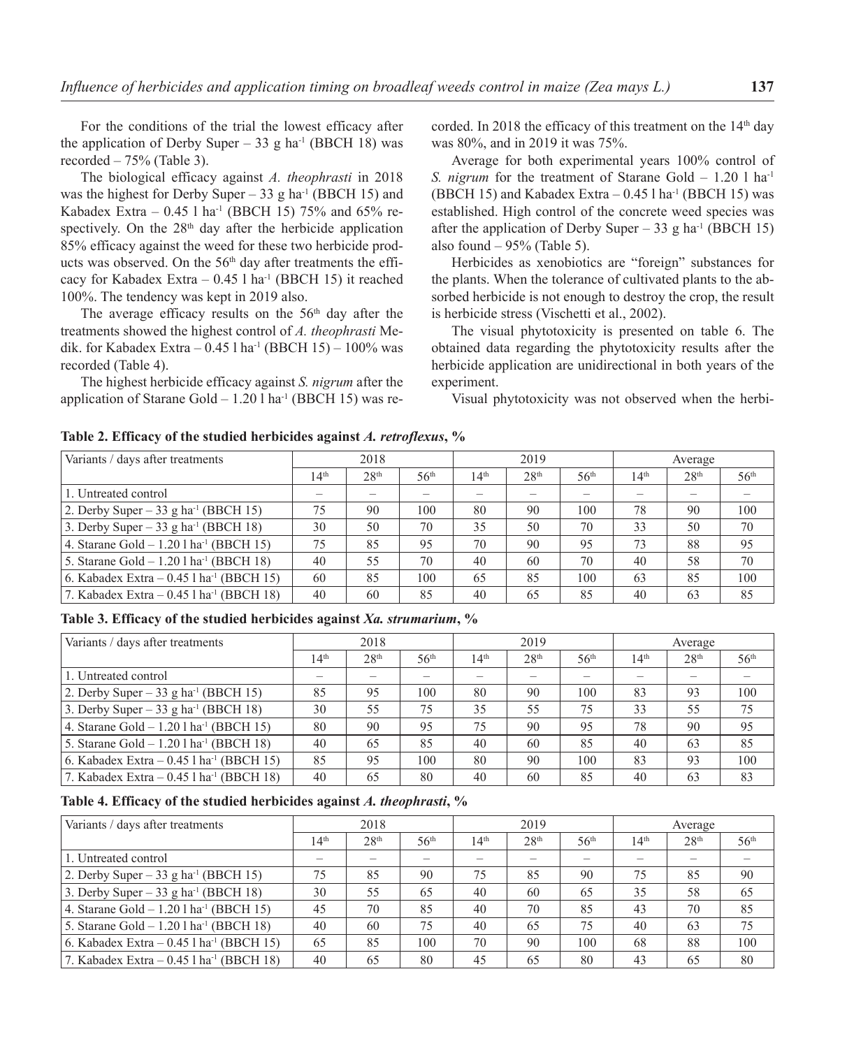For the conditions of the trial the lowest efficacy after the application of Derby Super – 33 g ha$^{-1}$ (BBCH 18) was recorded – 75% (Table 3).

The biological efficacy against *A. theophrasti* in 2018 was the highest for Derby Super – 33 g ha$^{-1}$ (BBCH 15) and Kabadex Extra – 0.45 l ha$^{-1}$ (BBCH 15) 75% and 65% respectively. On the 28$^{th}$ day after the herbicide application 85% efficacy against the weed for these two herbicide products was observed. On the 56$^{th}$ day after treatments the efficacy for Kabadex Extra – 0.45 l ha$^{-1}$ (BBCH 15) it reached 100%. The tendency was kept in 2019 also.

The average efficacy results on the 56$^{th}$ day after the treatments showed the highest control of *A. theophrasti* Medik. for Kabadex Extra – 0.45 l ha$^{-1}$ (BBCH 15) – 100% was recorded (Table 4).

The highest herbicide efficacy against *S. nigrum* after the application of Starane Gold – 1.20 l ha$^{-1}$ (BBCH 15) was recorded. In 2018 the efficacy of this treatment on the 14$^{th}$ day was 80%, and in 2019 it was 75%.

Average for both experimental years 100% control of *S. nigrum* for the treatment of Starane Gold – 1.20 l ha$^{-1}$ (BBCH 15) and Kabadex Extra – 0.45 l ha$^{-1}$ (BBCH 15) was established. High control of the concrete weed species was after the application of Derby Super – 33 g ha$^{-1}$ (BBCH 15) also found – 95% (Table 5).

Herbicides as xenobiotics are "foreign" substances for the plants. When the tolerance of cultivated plants to the absorbed herbicide is not enough to destroy the crop, the result is herbicide stress (Vischetti et al., 2002).

The visual phytotoxicity is presented on table 6. The obtained data regarding the phytotoxicity results after the herbicide application are unidirectional in both years of the experiment.

Visual phytotoxicity was not observed when the herbi-

**Table 2. Efficacy of the studied herbicides against *A. retroflexus*, %**

| Variants / days after treatments | 2018 | | | 2019 | | | Average | | |
|---|---|---|---|---|---|---|---|---|---|
| | 14$^{th}$ | 28$^{th}$ | 56$^{th}$ | 14$^{th}$ | 28$^{th}$ | 56$^{th}$ | 14$^{th}$ | 28$^{th}$ | 56$^{th}$ |
| 1. Untreated control | – | – | – | – | – | – | – | – | – |
| 2. Derby Super – 33 g ha$^{-1}$ (BBCH 15) | 75 | 90 | 100 | 80 | 90 | 100 | 78 | 90 | 100 |
| 3. Derby Super – 33 g ha$^{-1}$ (BBCH 18) | 30 | 50 | 70 | 35 | 50 | 70 | 33 | 50 | 70 |
| 4. Starane Gold – 1.20 l ha$^{-1}$ (BBCH 15) | 75 | 85 | 95 | 70 | 90 | 95 | 73 | 88 | 95 |
| 5. Starane Gold – 1.20 l ha$^{-1}$ (BBCH 18) | 40 | 55 | 70 | 40 | 60 | 70 | 40 | 58 | 70 |
| 6. Kabadex Extra – 0.45 l ha$^{-1}$ (BBCH 15) | 60 | 85 | 100 | 65 | 85 | 100 | 63 | 85 | 100 |
| 7. Kabadex Extra – 0.45 l ha$^{-1}$ (BBCH 18) | 40 | 60 | 85 | 40 | 65 | 85 | 40 | 63 | 85 |

**Table 3. Efficacy of the studied herbicides against *Xa. strumarium*, %**

| Variants / days after treatments | 2018 | | | 2019 | | | Average | | |
|---|---|---|---|---|---|---|---|---|---|
| | 14$^{th}$ | 28$^{th}$ | 56$^{th}$ | 14$^{th}$ | 28$^{th}$ | 56$^{th}$ | 14$^{th}$ | 28$^{th}$ | 56$^{th}$ |
| 1. Untreated control | – | – | – | – | – | – | – | – | – |
| 2. Derby Super – 33 g ha$^{-1}$ (BBCH 15) | 85 | 95 | 100 | 80 | 90 | 100 | 83 | 93 | 100 |
| 3. Derby Super – 33 g ha$^{-1}$ (BBCH 18) | 30 | 55 | 75 | 35 | 55 | 75 | 33 | 55 | 75 |
| 4. Starane Gold – 1.20 l ha$^{-1}$ (BBCH 15) | 80 | 90 | 95 | 75 | 90 | 95 | 78 | 90 | 95 |
| 5. Starane Gold – 1.20 l ha$^{-1}$ (BBCH 18) | 40 | 65 | 85 | 40 | 60 | 85 | 40 | 63 | 85 |
| 6. Kabadex Extra – 0.45 l ha$^{-1}$ (BBCH 15) | 85 | 95 | 100 | 80 | 90 | 100 | 83 | 93 | 100 |
| 7. Kabadex Extra – 0.45 l ha$^{-1}$ (BBCH 18) | 40 | 65 | 80 | 40 | 60 | 85 | 40 | 63 | 83 |

**Table 4. Efficacy of the studied herbicides against *A. theophrasti*, %**

| Variants / days after treatments | 2018 | | | 2019 | | | Average | | |
|---|---|---|---|---|---|---|---|---|---|
| | 14$^{th}$ | 28$^{th}$ | 56$^{th}$ | 14$^{th}$ | 28$^{th}$ | 56$^{th}$ | 14$^{th}$ | 28$^{th}$ | 56$^{th}$ |
| 1. Untreated control | – | – | – | – | – | – | – | – | – |
| 2. Derby Super – 33 g ha$^{-1}$ (BBCH 15) | 75 | 85 | 90 | 75 | 85 | 90 | 75 | 85 | 90 |
| 3. Derby Super – 33 g ha$^{-1}$ (BBCH 18) | 30 | 55 | 65 | 40 | 60 | 65 | 35 | 58 | 65 |
| 4. Starane Gold – 1.20 l ha$^{-1}$ (BBCH 15) | 45 | 70 | 85 | 40 | 70 | 85 | 43 | 70 | 85 |
| 5. Starane Gold – 1.20 l ha$^{-1}$ (BBCH 18) | 40 | 60 | 75 | 40 | 65 | 75 | 40 | 63 | 75 |
| 6. Kabadex Extra – 0.45 l ha$^{-1}$ (BBCH 15) | 65 | 85 | 100 | 70 | 90 | 100 | 68 | 88 | 100 |
| 7. Kabadex Extra – 0.45 l ha$^{-1}$ (BBCH 18) | 40 | 65 | 80 | 45 | 65 | 80 | 43 | 65 | 80 |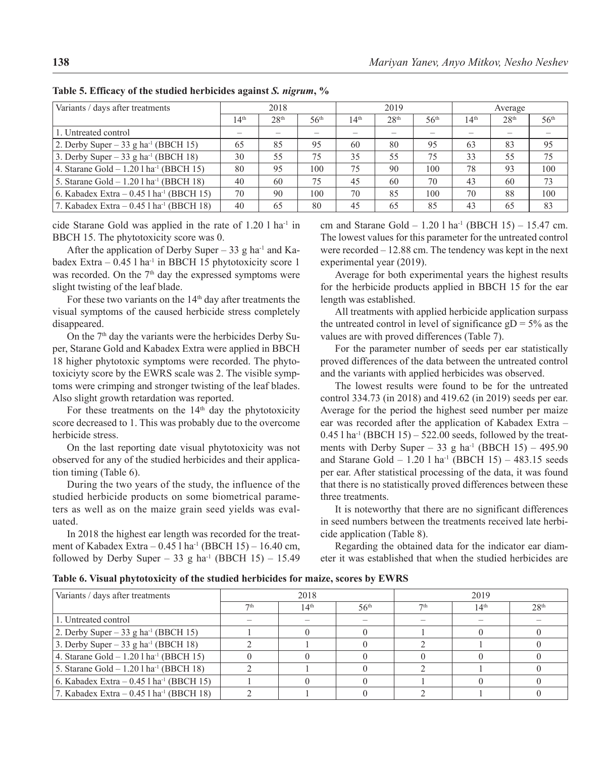**Table 5. Efficacy of the studied herbicides against *S. nigrum*, %**

| Variants / days after treatments | 2018 | | | 2019 | | | Average | | |
|---|---|---|---|---|---|---|---|---|---|
| | 14th | 28th | 56th | 14th | 28th | 56th | 14th | 28th | 56th |
| 1. Untreated control | – | – | – | – | – | – | – | – | – |
| 2. Derby Super – 33 g ha$^{-1}$ (BBCH 15) | 65 | 85 | 95 | 60 | 80 | 95 | 63 | 83 | 95 |
| 3. Derby Super – 33 g ha$^{-1}$ (BBCH 18) | 30 | 55 | 75 | 35 | 55 | 75 | 33 | 55 | 75 |
| 4. Starane Gold – 1.20 l ha$^{-1}$ (BBCH 15) | 80 | 95 | 100 | 75 | 90 | 100 | 78 | 93 | 100 |
| 5. Starane Gold – 1.20 l ha$^{-1}$ (BBCH 18) | 40 | 60 | 75 | 45 | 60 | 70 | 43 | 60 | 73 |
| 6. Kabadex Extra – 0.45 l ha$^{-1}$ (BBCH 15) | 70 | 90 | 100 | 70 | 85 | 100 | 70 | 88 | 100 |
| 7. Kabadex Extra – 0.45 l ha$^{-1}$ (BBCH 18) | 40 | 65 | 80 | 45 | 65 | 85 | 43 | 65 | 83 |

cide Starane Gold was applied in the rate of 1.20 l ha$^{-1}$ in BBCH 15. The phytotoxicity score was 0.

After the application of Derby Super – 33 g ha$^{-1}$ and Kabadex Extra – 0.45 l ha$^{-1}$ in BBCH 15 phytotoxicity score 1 was recorded. On the 7th day the expressed symptoms were slight twisting of the leaf blade.

For these two variants on the 14th day after treatments the visual symptoms of the caused herbicide stress completely disappeared.

On the 7th day the variants were the herbicides Derby Super, Starane Gold and Kabadex Extra were applied in BBCH 18 higher phytotoxic symptoms were recorded. The phytotoxiciyty score by the EWRS scale was 2. The visible symptoms were crimping and stronger twisting of the leaf blades. Also slight growth retardation was reported.

For these treatments on the 14th day the phytotoxicity score decreased to 1. This was probably due to the overcome herbicide stress.

On the last reporting date visual phytotoxicity was not observed for any of the studied herbicides and their application timing (Table 6).

During the two years of the study, the influence of the studied herbicide products on some biometrical parameters as well as on the maize grain seed yields was evaluated.

In 2018 the highest ear length was recorded for the treatment of Kabadex Extra – 0.45 l ha$^{-1}$ (BBCH 15) – 16.40 cm, followed by Derby Super – 33 g ha$^{-1}$ (BBCH 15) – 15.49 cm and Starane Gold – 1.20 l ha$^{-1}$ (BBCH 15) – 15.47 cm. The lowest values for this parameter for the untreated control were recorded – 12.88 cm. The tendency was kept in the next experimental year (2019).

Average for both experimental years the highest results for the herbicide products applied in BBCH 15 for the ear length was established.

All treatments with applied herbicide application surpass the untreated control in level of significance gD = 5% as the values are with proved differences (Table 7).

For the parameter number of seeds per ear statistically proved differences of the data between the untreated control and the variants with applied herbicides was observed.

The lowest results were found to be for the untreated control 334.73 (in 2018) and 419.62 (in 2019) seeds per ear. Average for the period the highest seed number per maize ear was recorded after the application of Kabadex Extra – 0.45 l ha$^{-1}$ (BBCH 15) – 522.00 seeds, followed by the treatments with Derby Super – 33 g ha$^{-1}$ (BBCH 15) – 495.90 and Starane Gold – 1.20 l ha$^{-1}$ (BBCH 15) – 483.15 seeds per ear. After statistical processing of the data, it was found that there is no statistically proved differences between these three treatments.

It is noteworthy that there are no significant differences in seed numbers between the treatments received late herbicide application (Table 8).

Regarding the obtained data for the indicator ear diameter it was established that when the studied herbicides are

**Table 6. Visual phytotoxicity of the studied herbicides for maize, scores by EWRS**

| Variants / days after treatments | 2018 | | | 2019 | | |
|---|---|---|---|---|---|---|
| | 7th | 14th | 56th | 7th | 14th | 28th |
| 1. Untreated control | – | – | – | – | – | – |
| 2. Derby Super – 33 g ha$^{-1}$ (BBCH 15) | 1 | 0 | 0 | 1 | 0 | 0 |
| 3. Derby Super – 33 g ha$^{-1}$ (BBCH 18) | 2 | 1 | 0 | 2 | 1 | 0 |
| 4. Starane Gold – 1.20 l ha$^{-1}$ (BBCH 15) | 0 | 0 | 0 | 0 | 0 | 0 |
| 5. Starane Gold – 1.20 l ha$^{-1}$ (BBCH 18) | 2 | 1 | 0 | 2 | 1 | 0 |
| 6. Kabadex Extra – 0.45 l ha$^{-1}$ (BBCH 15) | 1 | 0 | 0 | 1 | 0 | 0 |
| 7. Kabadex Extra – 0.45 l ha$^{-1}$ (BBCH 18) | 2 | 1 | 0 | 2 | 1 | 0 |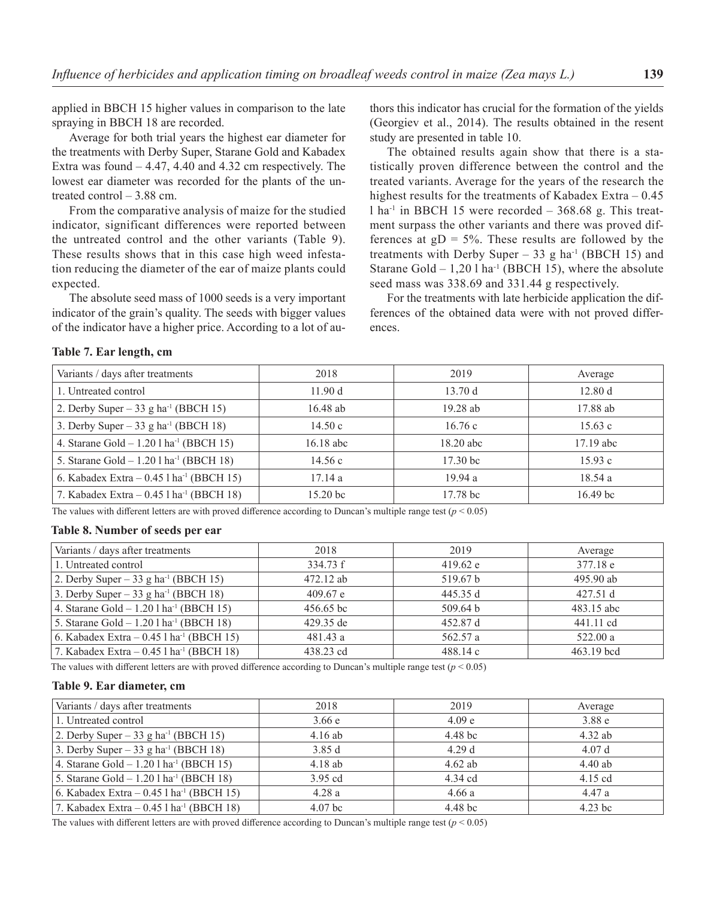applied in BBCH 15 higher values in comparison to the late spraying in BBCH 18 are recorded.

Average for both trial years the highest ear diameter for the treatments with Derby Super, Starane Gold and Kabadex Extra was found – 4.47, 4.40 and 4.32 cm respectively. The lowest ear diameter was recorded for the plants of the untreated control – 3.88 cm.

From the comparative analysis of maize for the studied indicator, significant differences were reported between the untreated control and the other variants (Table 9). These results shows that in this case high weed infestation reducing the diameter of the ear of maize plants could expected.

The absolute seed mass of 1000 seeds is a very important indicator of the grain's quality. The seeds with bigger values of the indicator have a higher price. According to a lot of authors this indicator has crucial for the formation of the yields (Georgiev et al., 2014). The results obtained in the resent study are presented in table 10.

The obtained results again show that there is a statistically proven difference between the control and the treated variants. Average for the years of the research the highest results for the treatments of Kabadex Extra – 0.45 l ha$^{-1}$ in BBCH 15 were recorded – 368.68 g. This treatment surpass the other variants and there was proved differences at gD = 5%. These results are followed by the treatments with Derby Super – 33 g ha$^{-1}$ (BBCH 15) and Starane Gold – 1,20 l ha$^{-1}$ (BBCH 15), where the absolute seed mass was 338.69 and 331.44 g respectively.

For the treatments with late herbicide application the differences of the obtained data were with not proved differences.

**Table 7. Ear length, cm**

| Variants / days after treatments | 2018 | 2019 | Average |
|---|---|---|---|
| 1. Untreated control | 11.90 d | 13.70 d | 12.80 d |
| 2. Derby Super – 33 g ha$^{-1}$ (BBCH 15) | 16.48 ab | 19.28 ab | 17.88 ab |
| 3. Derby Super – 33 g ha$^{-1}$ (BBCH 18) | 14.50 c | 16.76 c | 15.63 c |
| 4. Starane Gold – 1.20 l ha$^{-1}$ (BBCH 15) | 16.18 abc | 18.20 abc | 17.19 abc |
| 5. Starane Gold – 1.20 l ha$^{-1}$ (BBCH 18) | 14.56 c | 17.30 bc | 15.93 c |
| 6. Kabadex Extra – 0.45 l ha$^{-1}$ (BBCH 15) | 17.14 a | 19.94 a | 18.54 a |
| 7. Kabadex Extra – 0.45 l ha$^{-1}$ (BBCH 18) | 15.20 bc | 17.78 bc | 16.49 bc |

The values with different letters are with proved difference according to Duncan's multiple range test ($p < 0.05$)

**Table 8. Number of seeds per ear**

| Variants / days after treatments | 2018 | 2019 | Average |
|---|---|---|---|
| 1. Untreated control | 334.73 f | 419.62 e | 377.18 e |
| 2. Derby Super – 33 g ha$^{-1}$ (BBCH 15) | 472.12 ab | 519.67 b | 495.90 ab |
| 3. Derby Super – 33 g ha$^{-1}$ (BBCH 18) | 409.67 e | 445.35 d | 427.51 d |
| 4. Starane Gold – 1.20 l ha$^{-1}$ (BBCH 15) | 456.65 bc | 509.64 b | 483.15 abc |
| 5. Starane Gold – 1.20 l ha$^{-1}$ (BBCH 18) | 429.35 de | 452.87 d | 441.11 cd |
| 6. Kabadex Extra – 0.45 l ha$^{-1}$ (BBCH 15) | 481.43 a | 562.57 a | 522.00 a |
| 7. Kabadex Extra – 0.45 l ha$^{-1}$ (BBCH 18) | 438.23 cd | 488.14 c | 463.19 bcd |

The values with different letters are with proved difference according to Duncan's multiple range test ($p < 0.05$)

**Table 9. Ear diameter, cm**

| Variants / days after treatments | 2018 | 2019 | Average |
|---|---|---|---|
| 1. Untreated control | 3.66 e | 4.09 e | 3.88 e |
| 2. Derby Super – 33 g ha$^{-1}$ (BBCH 15) | 4.16 ab | 4.48 bc | 4.32 ab |
| 3. Derby Super – 33 g ha$^{-1}$ (BBCH 18) | 3.85 d | 4.29 d | 4.07 d |
| 4. Starane Gold – 1.20 l ha$^{-1}$ (BBCH 15) | 4.18 ab | 4.62 ab | 4.40 ab |
| 5. Starane Gold – 1.20 l ha$^{-1}$ (BBCH 18) | 3.95 cd | 4.34 cd | 4.15 cd |
| 6. Kabadex Extra – 0.45 l ha$^{-1}$ (BBCH 15) | 4.28 a | 4.66 a | 4.47 a |
| 7. Kabadex Extra – 0.45 l ha$^{-1}$ (BBCH 18) | 4.07 bc | 4.48 bc | 4.23 bc |

The values with different letters are with proved difference according to Duncan's multiple range test ($p < 0.05$)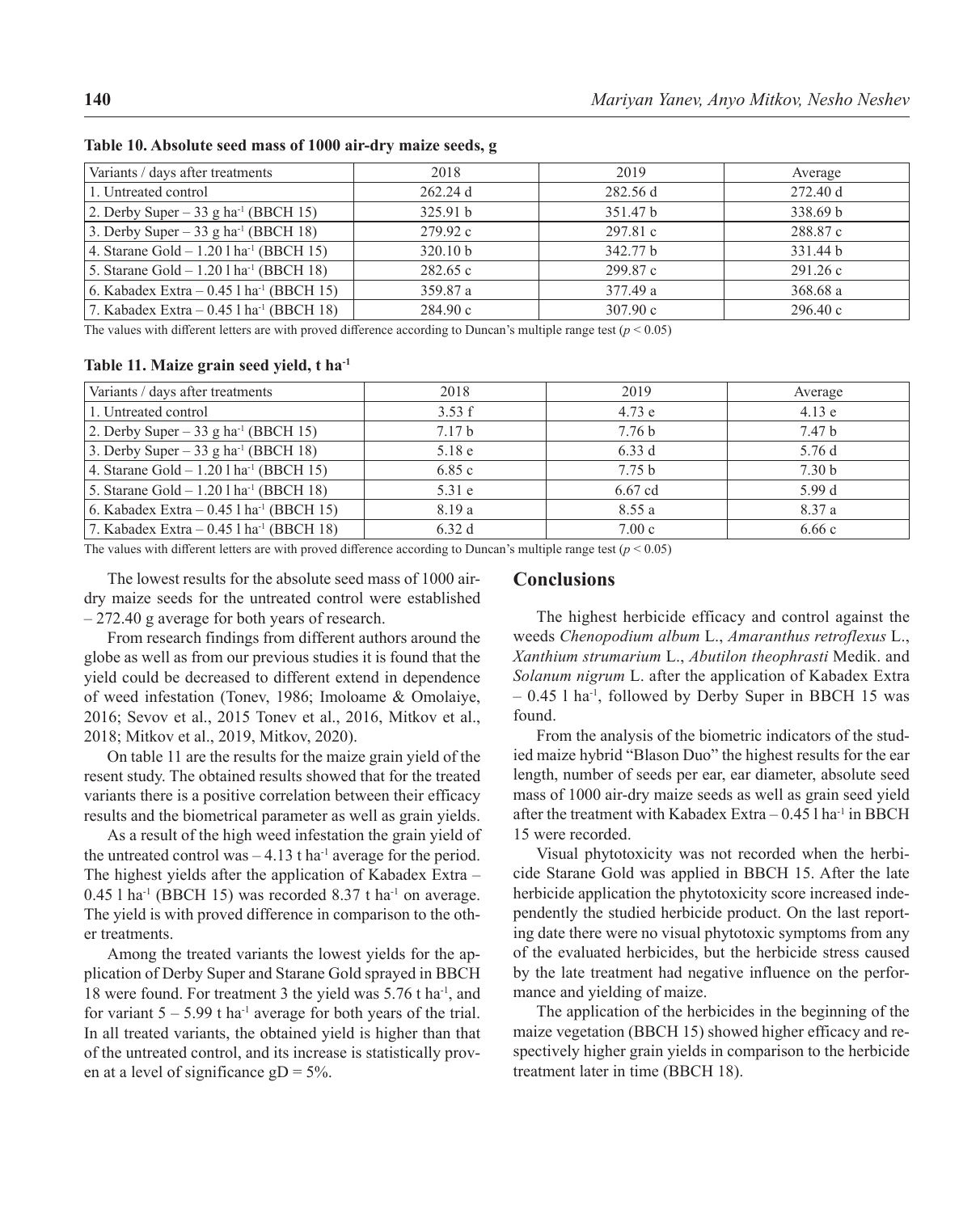**Table 10. Absolute seed mass of 1000 air-dry maize seeds, g**

| Variants / days after treatments | 2018 | 2019 | Average |
|---|---|---|---|
| 1. Untreated control | 262.24 d | 282.56 d | 272.40 d |
| 2. Derby Super – 33 g ha$^{-1}$ (BBCH 15) | 325.91 b | 351.47 b | 338.69 b |
| 3. Derby Super – 33 g ha$^{-1}$ (BBCH 18) | 279.92 c | 297.81 c | 288.87 c |
| 4. Starane Gold – 1.20 l ha$^{-1}$ (BBCH 15) | 320.10 b | 342.77 b | 331.44 b |
| 5. Starane Gold – 1.20 l ha$^{-1}$ (BBCH 18) | 282.65 c | 299.87 c | 291.26 c |
| 6. Kabadex Extra – 0.45 l ha$^{-1}$ (BBCH 15) | 359.87 a | 377.49 a | 368.68 a |
| 7. Kabadex Extra – 0.45 l ha$^{-1}$ (BBCH 18) | 284.90 c | 307.90 c | 296.40 c |

The values with different letters are with proved difference according to Duncan's multiple range test ($p < 0.05$)

**Table 11. Maize grain seed yield, t ha$^{-1}$**

| Variants / days after treatments | 2018 | 2019 | Average |
|---|---|---|---|
| 1. Untreated control | 3.53 f | 4.73 e | 4.13 e |
| 2. Derby Super – 33 g ha$^{-1}$ (BBCH 15) | 7.17 b | 7.76 b | 7.47 b |
| 3. Derby Super – 33 g ha$^{-1}$ (BBCH 18) | 5.18 e | 6.33 d | 5.76 d |
| 4. Starane Gold – 1.20 l ha$^{-1}$ (BBCH 15) | 6.85 c | 7.75 b | 7.30 b |
| 5. Starane Gold – 1.20 l ha$^{-1}$ (BBCH 18) | 5.31 e | 6.67 cd | 5.99 d |
| 6. Kabadex Extra – 0.45 l ha$^{-1}$ (BBCH 15) | 8.19 a | 8.55 a | 8.37 a |
| 7. Kabadex Extra – 0.45 l ha$^{-1}$ (BBCH 18) | 6.32 d | 7.00 c | 6.66 c |

The values with different letters are with proved difference according to Duncan's multiple range test ($p < 0.05$)

The lowest results for the absolute seed mass of 1000 air-dry maize seeds for the untreated control were established – 272.40 g average for both years of research.

From research findings from different authors around the globe as well as from our previous studies it is found that the yield could be decreased to different extend in dependence of weed infestation (Tonev, 1986; Imoloame & Omolaiye, 2016; Sevov et al., 2015 Tonev et al., 2016, Mitkov et al., 2018; Mitkov et al., 2019, Mitkov, 2020).

On table 11 are the results for the maize grain yield of the resent study. The obtained results showed that for the treated variants there is a positive correlation between their efficacy results and the biometrical parameter as well as grain yields.

As a result of the high weed infestation the grain yield of the untreated control was – 4.13 t ha$^{-1}$ average for the period. The highest yields after the application of Kabadex Extra – 0.45 l ha$^{-1}$ (BBCH 15) was recorded 8.37 t ha$^{-1}$ on average. The yield is with proved difference in comparison to the other treatments.

Among the treated variants the lowest yields for the application of Derby Super and Starane Gold sprayed in BBCH 18 were found. For treatment 3 the yield was 5.76 t ha$^{-1}$, and for variant 5 – 5.99 t ha$^{-1}$ average for both years of the trial. In all treated variants, the obtained yield is higher than that of the untreated control, and its increase is statistically proven at a level of significance gD = 5%.

## Conclusions

The highest herbicide efficacy and control against the weeds *Chenopodium album* L., *Amaranthus retroflexus* L., *Xanthium strumarium* L., *Abutilon theophrasti* Medik. and *Solanum nigrum* L. after the application of Kabadex Extra – 0.45 l ha$^{-1}$, followed by Derby Super in BBCH 15 was found.

From the analysis of the biometric indicators of the studied maize hybrid "Blason Duo" the highest results for the ear length, number of seeds per ear, ear diameter, absolute seed mass of 1000 air-dry maize seeds as well as grain seed yield after the treatment with Kabadex Extra – 0.45 l ha$^{-1}$ in BBCH 15 were recorded.

Visual phytotoxicity was not recorded when the herbicide Starane Gold was applied in BBCH 15. After the late herbicide application the phytotoxicity score increased independently the studied herbicide product. On the last reporting date there were no visual phytotoxic symptoms from any of the evaluated herbicides, but the herbicide stress caused by the late treatment had negative influence on the performance and yielding of maize.

The application of the herbicides in the beginning of the maize vegetation (BBCH 15) showed higher efficacy and respectively higher grain yields in comparison to the herbicide treatment later in time (BBCH 18).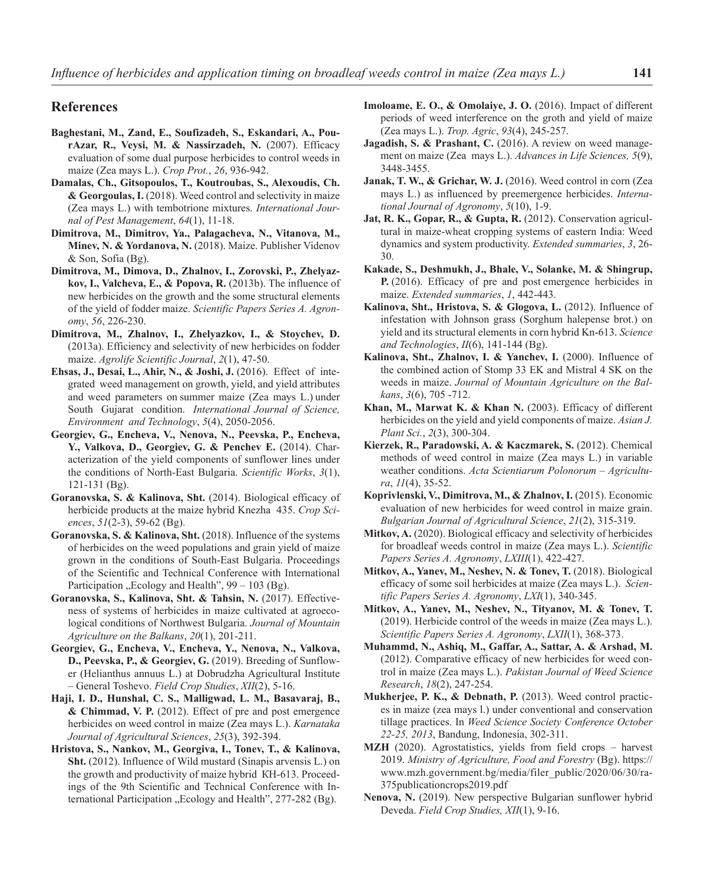## References

**Baghestani, M., Zand, E., Soufizadeh, S., Eskandari, A., PourAzar, R., Veysi, M. & Nassirzadeh, N.** (2007). Efficacy evaluation of some dual purpose herbicides to control weeds in maize (Zea mays L.). *Crop Prot.*, *26*, 936-942.

**Damalas, Ch., Gitsopoulos, T., Koutroubas, S., Alexoudis, Ch. & Georgoulas, I.** (2018). Weed control and selectivity in maize (Zea mays L.) with tembotrione mixtures. *International Journal of Pest Management*, *64*(1), 11-18.

**Dimitrova, M., Dimitrov, Ya., Palagacheva, N., Vitanova, M., Minev, N. & Yordanova, N.** (2018). Maize. Publisher Videnov & Son, Sofia (Bg).

**Dimitrova, M., Dimova, D., Zhalnov, I., Zorovski, P., Zhelyazkov, I., Valcheva, E., & Popova, R.** (2013b). The influence of new herbicides on the growth and the some structural elements of the yield of fodder maize. *Scientific Papers Series A. Agronomy*, *56*, 226-230.

**Dimitrova, M., Zhalnov, I., Zhelyazkov, I., & Stoychev, D.** (2013a). Efficiency and selectivity of new herbicides on fodder maize. *Agrolife Scientific Journal*, *2*(1), 47-50.

**Ehsas, J., Desai, L., Ahir, N., & Joshi, J.** (2016). Effect of integrated weed management on growth, yield, and yield attributes and weed parameters on summer maize (Zea mays L.) under South Gujarat condition. *International Journal of Science, Environment and Technology*, *5*(4), 2050-2056.

**Georgiev, G., Encheva, V., Nenova, N., Peevska, P., Encheva, Y., Valkova, D., Georgiev, G. & Penchev E.** (2014). Characterization of the yield components of sunflower lines under the conditions of North-East Bulgaria. *Scientific Works*, *3*(1), 121-131 (Bg).

**Goranovska, S. & Kalinova, Sht.** (2014). Biological efficacy of herbicide products at the maize hybrid Knezha 435. *Crop Sciences*, *51*(2-3), 59-62 (Bg).

**Goranovska, S. & Kalinova, Sht.** (2018). Influence of the systems of herbicides on the weed populations and grain yield of maize grown in the conditions of South-East Bulgaria. Proceedings of the Scientific and Technical Conference with International Participation „Ecology and Health", 99 – 103 (Bg).

**Goranovska, S., Kalinova, Sht. & Tahsin, N.** (2017). Effectiveness of systems of herbicides in maize cultivated at agroecological conditions of Northwest Bulgaria. *Journal of Mountain Agriculture on the Balkans*, *20*(1), 201-211.

**Georgiev, G., Encheva, V., Encheva, Y., Nenova, N., Valkova, D., Peevska, P., & Georgiev, G.** (2019). Breeding of Sunflower (Helianthus annuus L.) at Dobrudzha Agricultural Institute – General Toshevo. *Field Crop Studies*, *XII*(2), 5-16.

**Haji, I. D., Hunshal, C. S., Malligwad, L. M., Basavaraj, B., & Chimmad, V. P.** (2012). Effect of pre and post emergence herbicides on weed control in maize (Zea mays L.). *Karnataka Journal of Agricultural Sciences*, *25*(3), 392-394.

**Hristova, S., Nankov, M., Georgiva, I., Tonev, T., & Kalinova, Sht.** (2012). Influence of Wild mustard (Sinapis arvensis L.) on the growth and productivity of maize hybrid KH-613. Proceedings of the 9th Scientific and Technical Conference with International Participation „Ecology and Health", 277-282 (Bg).

**Imoloame, E. O., & Omolaiye, J. O.** (2016). Impact of different periods of weed interference on the groth and yield of maize (Zea mays L.). *Trop. Agric*, *93*(4), 245-257.

**Jagadish, S. & Prashant, C.** (2016). A review on weed management on maize (Zea mays L.). *Advances in Life Sciences, 5*(9), 3448-3455.

**Janak, T. W., & Grichar, W. J.** (2016). Weed control in corn (Zea mays L.) as influenced by preemergence herbicides. *International Journal of Agronomy*, *5*(10), 1-9.

**Jat, R. K., Gopar, R., & Gupta, R.** (2012). Conservation agricultural in maize-wheat cropping systems of eastern India: Weed dynamics and system productivity. *Extended summaries*, *3*, 26-30.

**Kakade, S., Deshmukh, J., Bhale, V., Solanke, M. & Shingrup, P.** (2016). Efficacy of pre and post emergence herbicides in maize. *Extended summaries*, *1*, 442-443.

**Kalinova, Sht., Hristova, S. & Glogova, L.** (2012). Influence of infestation with Johnson grass (Sorghum halepense brot.) on yield and its structural elements in corn hybrid Kn-613. *Science and Technologies*, *II*(6), 141-144 (Bg).

**Kalinova, Sht., Zhalnov, I. & Yanchev, I.** (2000). Influence of the combined action of Stomp 33 EK and Mistral 4 SK on the weeds in maize. *Journal of Mountain Agriculture on the Balkans*, *3*(6), 705 -712.

**Khan, M., Marwat K. & Khan N.** (2003). Efficacy of different herbicides on the yield and yield components of maize. *Asian J. Plant Sci.*, *2*(3), 300-304.

**Kierzek, R., Paradowski, A. & Kaczmarek, S.** (2012). Chemical methods of weed control in maize (Zea mays L.) in variable weather conditions. *Acta Scientiarum Polonorum – Agricultura*, *11*(4), 35-52.

**Koprivlenski, V., Dimitrova, M., & Zhalnov, I.** (2015). Economic evaluation of new herbicides for weed control in maize grain. *Bulgarian Journal of Agricultural Science*, *21*(2), 315-319.

**Mitkov, A.** (2020). Biological efficacy and selectivity of herbicides for broadleaf weeds control in maize (Zea mays L.). *Scientific Papers Series A. Agronomy*, *LXIII*(1), 422-427.

**Mitkov, A., Yanev, M., Neshev, N. & Tonev, T.** (2018). Biological efficacy of some soil herbicides at maize (Zea mays L.). *Scientific Papers Series A. Agronomy*, *LXI*(1), 340-345.

**Mitkov, A., Yanev, M., Neshev, N., Tityanov, M. & Tonev, T.** (2019). Herbicide control of the weeds in maize (Zea mays L.). *Scientific Papers Series A. Agronomy*, *LXII*(1), 368-373.

**Muhammd, N., Ashiq, M., Gaffar, A., Sattar, A. & Arshad, M.** (2012). Comparative efficacy of new herbicides for weed control in maize (Zea mays L.). *Pakistan Journal of Weed Science Research*, *18*(2), 247-254.

**Mukherjee, P. K., & Debnath, P.** (2013). Weed control practices in maize (zea mays l.) under conventional and conservation tillage practices. In *Weed Science Society Conference October 22-25, 2013*, Bandung, Indonesia, 302-311.

**MZH** (2020). Agrostatistics, yields from field crops – harvest 2019. *Ministry of Agriculture, Food and Forestry* (Bg). https://www.mzh.government.bg/media/filer_public/2020/06/30/ra-375publicationcrops2019.pdf

**Nenova, N.** (2019). New perspective Bulgarian sunflower hybrid Deveda. *Field Crop Studies, XII*(1), 9-16.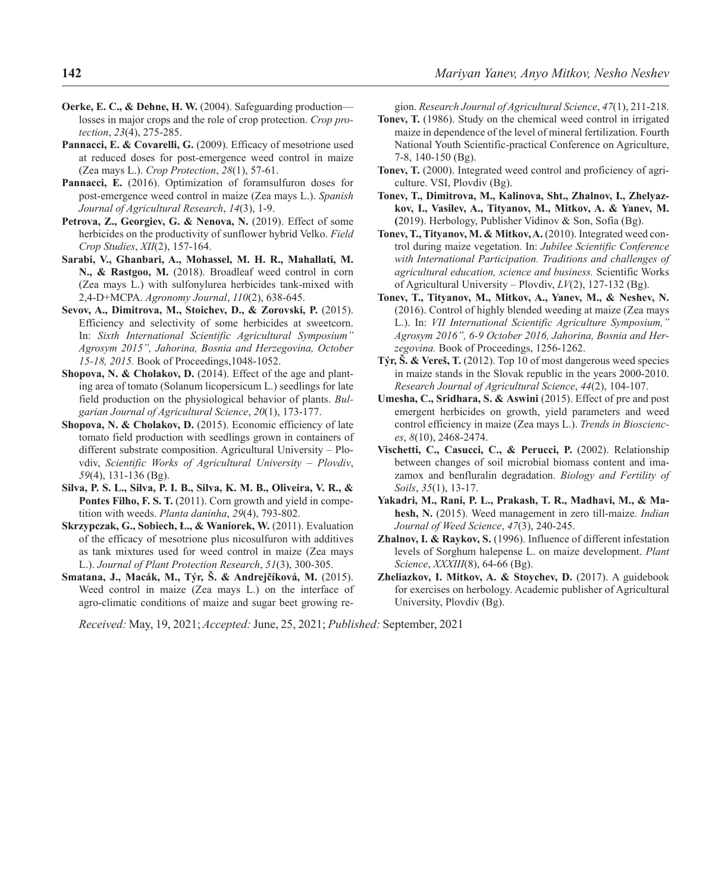**Oerke, E. C., & Dehne, H. W.** (2004). Safeguarding production—losses in major crops and the role of crop protection. *Crop protection*, *23*(4), 275-285.

**Pannacci, E. & Covarelli, G.** (2009). Efficacy of mesotrione used at reduced doses for post-emergence weed control in maize (Zea mays L.). *Crop Protection*, *28*(1), 57-61.

**Pannacci, E.** (2016). Optimization of foramsulfuron doses for post-emergence weed control in maize (Zea mays L.). *Spanish Journal of Agricultural Research*, *14*(3), 1-9.

**Petrova, Z., Georgiev, G. & Nenova, N.** (2019). Effect of some herbicides on the productivity of sunflower hybrid Velko. *Field Crop Studies*, *XII*(2), 157-164.

**Sarabi, V., Ghanbari, A., Mohassel, M. H. R., Mahallati, M. N., & Rastgoo, M.** (2018). Broadleaf weed control in corn (Zea mays L.) with sulfonylurea herbicides tank-mixed with 2,4-D+MCPA. *Agronomy Journal*, *110*(2), 638-645.

**Sevov, A., Dimitrova, M., Stoichev, D., & Zorovski, P.** (2015). Efficiency and selectivity of some herbicides at sweetcorn. In: *Sixth International Scientific Agricultural Symposium" Agrosym 2015", Jahorina, Bosnia and Herzegovina, October 15-18, 2015.* Book of Proceedings,1048-1052.

**Shopova, N. & Cholakov, D.** (2014). Effect of the age and planting area of tomato (Solanum licopersicum L.) seedlings for late field production on the physiological behavior of plants. *Bulgarian Journal of Agricultural Science*, *20*(1), 173-177.

**Shopova, N. & Cholakov, D.** (2015). Economic efficiency of late tomato field production with seedlings grown in containers of different substrate composition. Agricultural University – Plovdiv, *Scientific Works of Agricultural University – Plovdiv*, *59*(4), 131-136 (Bg).

**Silva, P. S. L., Silva, P. I. B., Silva, K. M. B., Oliveira, V. R., & Pontes Filho, F. S. T.** (2011). Corn growth and yield in competition with weeds. *Planta daninha*, *29*(4), 793-802.

**Skrzypczak, G., Sobiech, Ł., & Waniorek, W.** (2011). Evaluation of the efficacy of mesotrione plus nicosulfuron with additives as tank mixtures used for weed control in maize (Zea mays L.). *Journal of Plant Protection Research*, *51*(3), 300-305.

**Smatana, J., Macák, M., Týr, Š. & Andrejčíková, M.** (2015). Weed control in maize (Zea mays L.) on the interface of agro-climatic conditions of maize and sugar beet growing region. *Research Journal of Agricultural Science*, *47*(1), 211-218.

**Tonev, T.** (1986). Study on the chemical weed control in irrigated maize in dependence of the level of mineral fertilization. Fourth National Youth Scientific-practical Conference on Agriculture, 7-8, 140-150 (Bg).

**Tonev, T.** (2000). Integrated weed control and proficiency of agriculture. VSI, Plovdiv (Bg).

**Tonev, T., Dimitrova, M., Kalinova, Sht., Zhalnov, I., Zhelyazkov, I., Vasilev, A., Tityanov, M., Mitkov, A. & Yanev, M. (**2019). Herbology, Publisher Vidinov & Son, Sofia (Bg).

**Tonev, T., Tityanov, M. & Mitkov, A.** (2010). Integrated weed control during maize vegetation. In: *Jubilee Scientific Conference with International Participation. Traditions and challenges of agricultural education, science and business.* Scientific Works of Agricultural University – Plovdiv, *LV*(2), 127-132 (Bg).

**Tonev, T., Tityanov, M., Mitkov, A., Yanev, M., & Neshev, N.** (2016). Control of highly blended weeding at maize (Zea mays L.). In: *VII International Scientific Agriculture Symposium," Agrosym 2016", 6-9 October 2016, Jahorina, Bosnia and Herzegovina.* Book of Proceedings, 1256-1262.

**Týr, Š. & Vereš, T.** (2012). Top 10 of most dangerous weed species in maize stands in the Slovak republic in the years 2000-2010. *Research Journal of Agricultural Science*, *44*(2), 104-107.

**Umesha, C., Sridhara, S. & Aswini** (2015). Effect of pre and post emergent herbicides on growth, yield parameters and weed control efficiency in maize (Zea mays L.). *Trends in Biosciences*, *8*(10), 2468-2474.

**Vischetti, C., Casucci, C., & Perucci, P.** (2002). Relationship between changes of soil microbial biomass content and imazamox and benfluralin degradation. *Biology and Fertility of Soils*, *35*(1), 13-17.

**Yakadri, M., Rani, P. L., Prakash, T. R., Madhavi, M., & Mahesh, N.** (2015). Weed management in zero till-maize. *Indian Journal of Weed Science*, *47*(3), 240-245.

**Zhalnov, I. & Raykov, S.** (1996). Influence of different infestation levels of Sorghum halepense L. on maize development. *Plant Science*, *XXXIII*(8), 64-66 (Bg).

**Zheliazkov, I. Mitkov, A. & Stoychev, D.** (2017). A guidebook for exercises on herbology. Academic publisher of Agricultural University, Plovdiv (Bg).

*Received:* May, 19, 2021; *Accepted:* June, 25, 2021; *Published:* September, 2021